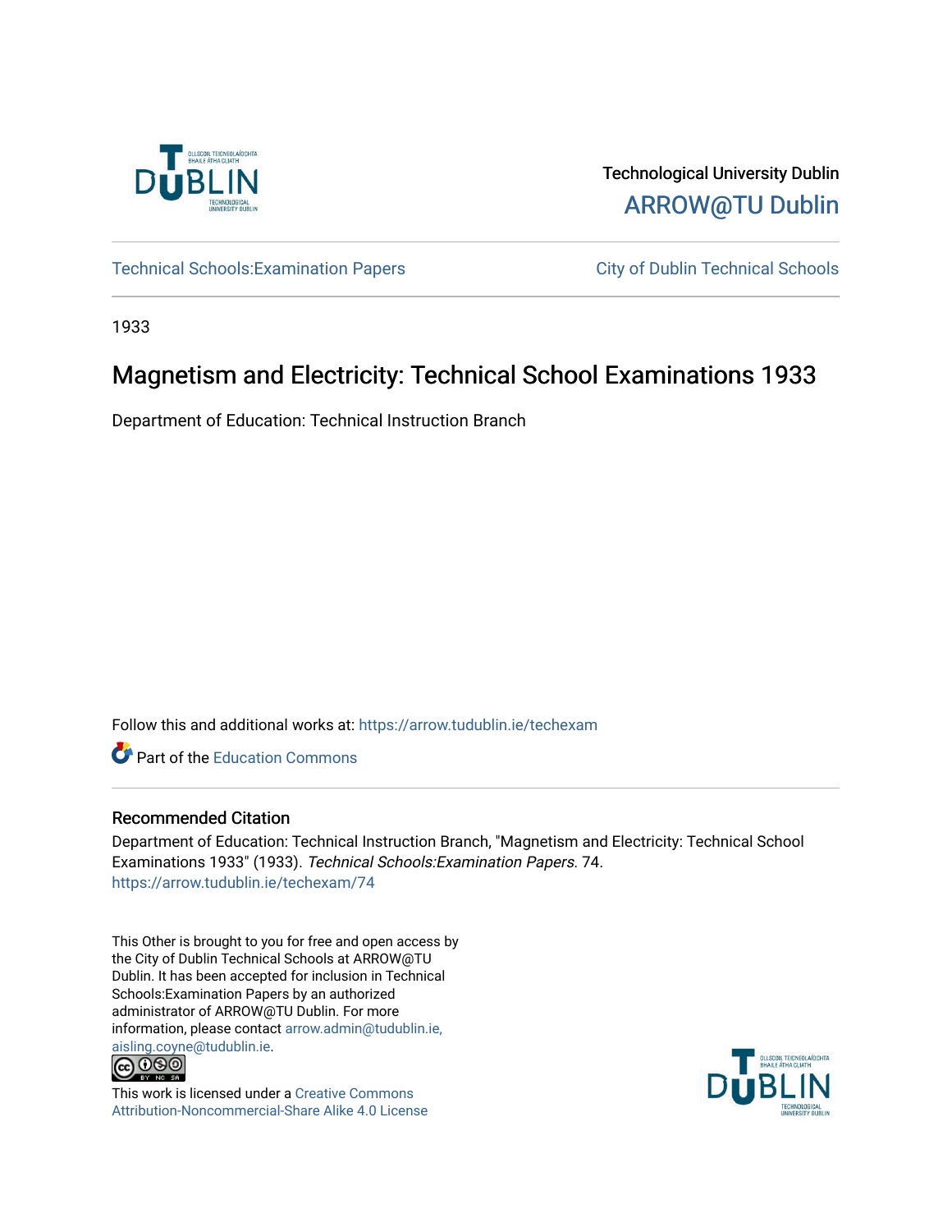Technological University Dublin

ARROW@TU Dublin

Technical Schools:Examination Papers

City of Dublin Technical Schools

1933

# Magnetism and Electricity: Technical School Examinations 1933

Department of Education: Technical Instruction Branch

Follow this and additional works at: https://arrow.tudublin.ie/techexam

Part of the Education Commons

### Recommended Citation

Department of Education: Technical Instruction Branch, "Magnetism and Electricity: Technical School Examinations 1933" (1933). *Technical Schools:Examination Papers*. 74.
https://arrow.tudublin.ie/techexam/74

This Other is brought to you for free and open access by the City of Dublin Technical Schools at ARROW@TU Dublin. It has been accepted for inclusion in Technical Schools:Examination Papers by an authorized administrator of ARROW@TU Dublin. For more information, please contact arrow.admin@tudublin.ie, aisling.coyne@tudublin.ie.

This work is licensed under a Creative Commons Attribution-Noncommercial-Share Alike 4.0 License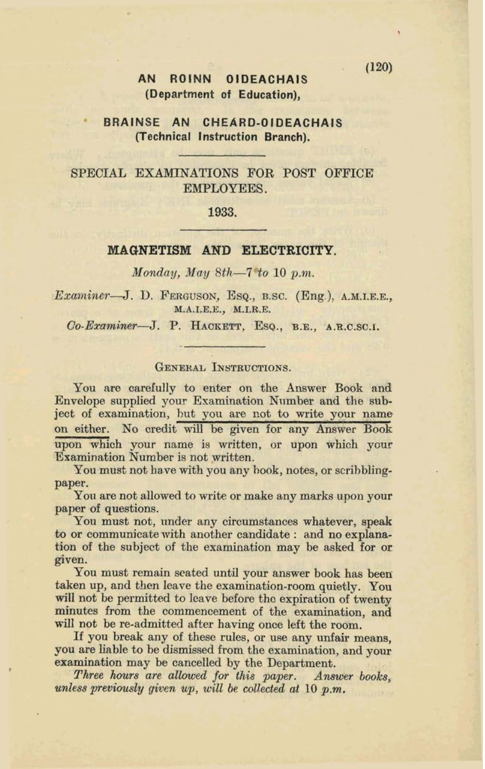(120)

**AN ROINN OIDEACHAIS**
**(Department of Education),**

**BRAINSE AN CHEARD-OIDEACHAIS**
**(Technical Instruction Branch).**

---

SPECIAL EXAMINATIONS FOR POST OFFICE EMPLOYEES.

1933.

---

## MAGNETISM AND ELECTRICITY.

*Monday, May 8th—7 to 10 p.m.*

*Examiner*—J. D. Ferguson, Esq., B.Sc. (Eng.), A.M.I.E.E., M.A.I.E.E., M.I.R.E.

*Co-Examiner*—J. P. Hackett, Esq., B.E., A.R.C.Sc.I.

---

General Instructions.

You are carefully to enter on the Answer Book and Envelope supplied your Examination Number and the subject of examination, but you are not to write your name on either. No credit will be given for any Answer Book upon which your name is written, or upon which your Examination Number is not written.

You must not have with you any book, notes, or scribbling-paper.

You are not allowed to write or make any marks upon your paper of questions.

You must not, under any circumstances whatever, speak to or communicate with another candidate: and no explanation of the subject of the examination may be asked for or given.

You must remain seated until your answer book has been taken up, and then leave the examination-room quietly. You will not be permitted to leave before the expiration of twenty minutes from the commencement of the examination, and will not be re-admitted after having once left the room.

If you break any of these rules, or use any unfair means, you are liable to be dismissed from the examination, and your examination may be cancelled by the Department.

*Three hours are allowed for this paper. Answer books, unless previously given up, will be collected at 10 p.m.*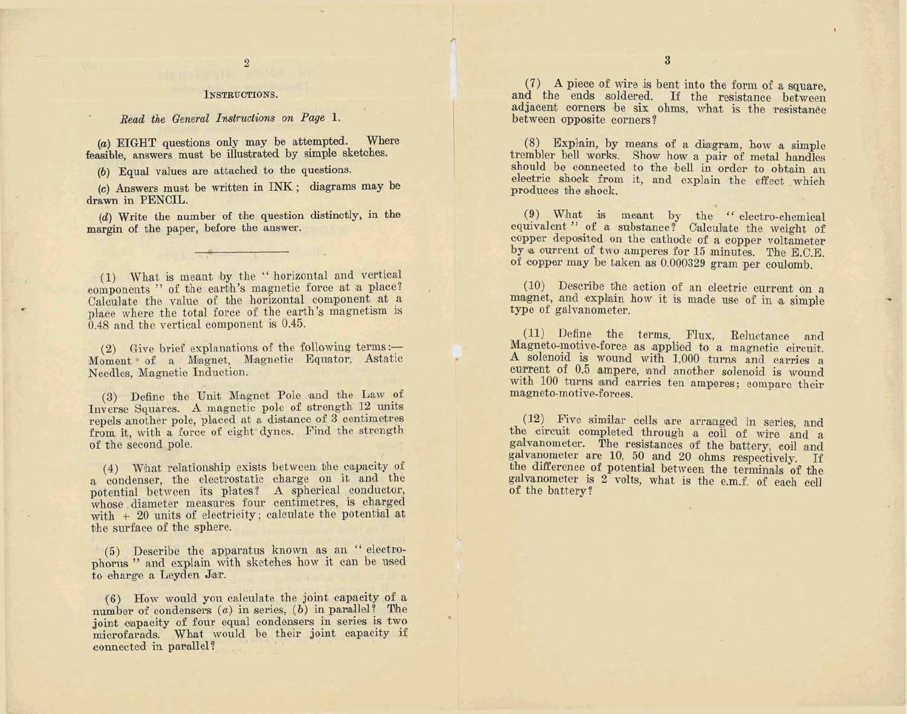## Instructions.

*Read the General Instructions on Page* 1.

(*a*) EIGHT questions only may be attempted. Where feasible, answers must be illustrated by simple sketches.

(*b*) Equal values are attached to the questions.

(*c*) Answers must be written in INK; diagrams may be drawn in PENCIL.

(*d*) Write the number of the question distinctly, in the margin of the paper, before the answer.

---

(1) What is meant by the "horizontal and vertical components" of the earth's magnetic force at a place? Calculate the value of the horizontal component at a place where the total force of the earth's magnetism is 0.48 and the vertical component is 0.45.

(2) Give brief explanations of the following terms:—Moment of a Magnet, Magnetic Equator, Astatic Needles, Magnetic Induction.

(3) Define the Unit Magnet Pole and the Law of Inverse Squares. A magnetic pole of strength 12 units repels another pole, placed at a distance of 3 centimetres from it, with a force of eight dynes. Find the strength of the second pole.

(4) What relationship exists between the capacity of a condenser, the electrostatic charge on it and the potential between its plates? A spherical conductor, whose diameter measures four centimetres, is charged with + 20 units of electricity; calculate the potential at the surface of the sphere.

(5) Describe the apparatus known as an "electrophorus" and explain with sketches how it can be used to charge a Leyden Jar.

(6) How would you calculate the joint capacity of a number of condensers (*a*) in series, (*b*) in parallel? The joint capacity of four equal condensers in series is two microfarads. What would be their joint capacity if connected in parallel?

(7) A piece of wire is bent into the form of a square, and the ends soldered. If the resistance between adjacent corners be six ohms, what is the resistance between opposite corners?

(8) Explain, by means of a diagram, how a simple trembler bell works. Show how a pair of metal handles should be connected to the bell in order to obtain an electric shock from it, and explain the effect which produces the shock.

(9) What is meant by the "electro-chemical equivalent" of a substance? Calculate the weight of copper deposited on the cathode of a copper voltameter by a current of two amperes for 15 minutes. The E.C.E. of copper may be taken as 0.000329 gram per coulomb.

(10) Describe the action of an electric current on a magnet, and explain how it is made use of in a simple type of galvanometer.

(11) Define the terms, Flux, Reluctance and Magneto-motive-force as applied to a magnetic circuit. A solenoid is wound with 1,000 turns and carries a current of 0.5 ampere, and another solenoid is wound with 100 turns and carries ten amperes; compare their magneto-motive-forces.

(12) Five similar cells are arranged in series, and the circuit completed through a coil of wire and a galvanometer. The resistances of the battery, coil and galvanometer are 10, 50 and 20 ohms respectively. If the difference of potential between the terminals of the galvanometer is 2 volts, what is the e.m.f. of each cell of the battery?